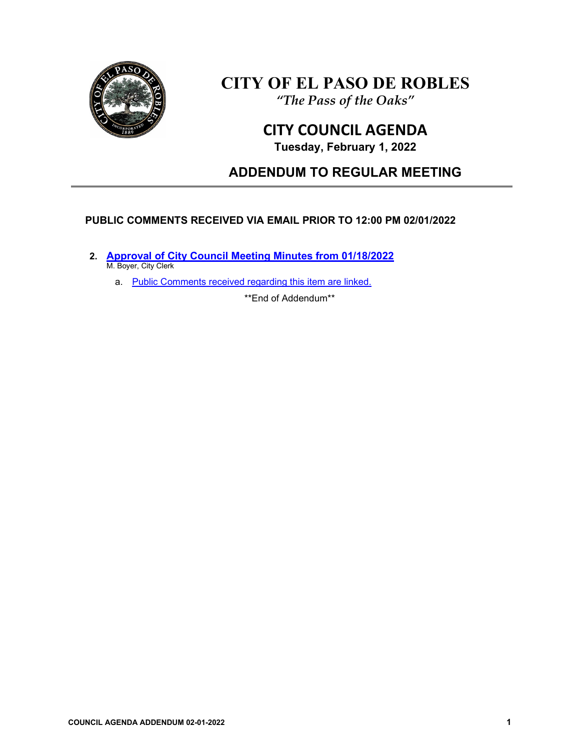# CITY OF EL PASO DE ROBLES

*"The Pass of the Oaks"*

## CITY COUNCIL AGENDA

**Tuesday, February 1, 2022**

## ADDENDUM TO REGULAR MEETING

**PUBLIC COMMENTS RECEIVED VIA EMAIL PRIOR TO 12:00 PM 02/01/2022**

2. **Approval of City Council Meeting Minutes from 01/18/2022**
   M. Boyer, City Clerk

   a. Public Comments received regarding this item are linked.

\*\*End of Addendum\*\*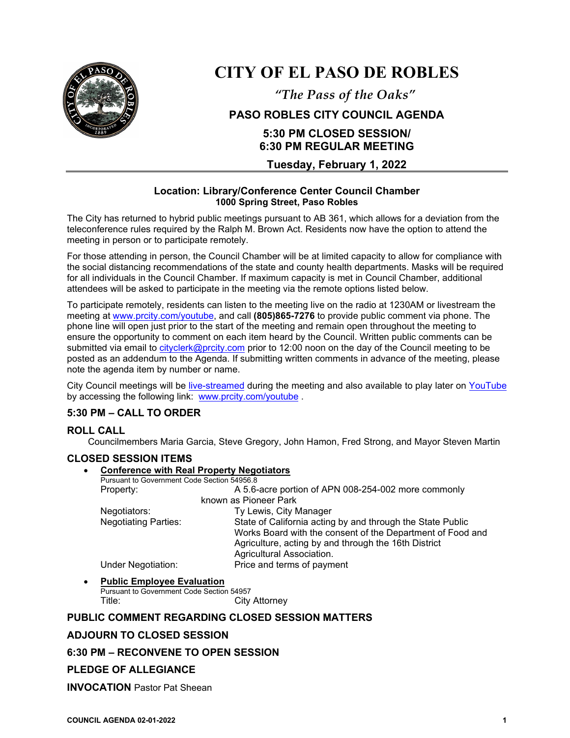# CITY OF EL PASO DE ROBLES

*"The Pass of the Oaks"*

## PASO ROBLES CITY COUNCIL AGENDA

### 5:30 PM CLOSED SESSION/ 6:30 PM REGULAR MEETING

### Tuesday, February 1, 2022

**Location: Library/Conference Center Council Chamber**
**1000 Spring Street, Paso Robles**

The City has returned to hybrid public meetings pursuant to AB 361, which allows for a deviation from the teleconference rules required by the Ralph M. Brown Act. Residents now have the option to attend the meeting in person or to participate remotely.

For those attending in person, the Council Chamber will be at limited capacity to allow for compliance with the social distancing recommendations of the state and county health departments. Masks will be required for all individuals in the Council Chamber. If maximum capacity is met in Council Chamber, additional attendees will be asked to participate in the meeting via the remote options listed below.

To participate remotely, residents can listen to the meeting live on the radio at 1230AM or livestream the meeting at www.prcity.com/youtube, and call **(805)865-7276** to provide public comment via phone. The phone line will open just prior to the start of the meeting and remain open throughout the meeting to ensure the opportunity to comment on each item heard by the Council. Written public comments can be submitted via email to cityclerk@prcity.com prior to 12:00 noon on the day of the Council meeting to be posted as an addendum to the Agenda. If submitting written comments in advance of the meeting, please note the agenda item by number or name.

City Council meetings will be live-streamed during the meeting and also available to play later on YouTube by accessing the following link: www.prcity.com/youtube .

## 5:30 PM – CALL TO ORDER

## ROLL CALL

Councilmembers Maria Garcia, Steve Gregory, John Hamon, Fred Strong, and Mayor Steven Martin

## CLOSED SESSION ITEMS

- **Conference with Real Property Negotiators**
  Pursuant to Government Code Section 54956.8
  Property: A 5.6-acre portion of APN 008-254-002 more commonly known as Pioneer Park
  Negotiators: Ty Lewis, City Manager
  Negotiating Parties: State of California acting by and through the State Public Works Board with the consent of the Department of Food and Agriculture, acting by and through the 16th District Agricultural Association.
  Under Negotiation: Price and terms of payment

- **Public Employee Evaluation**
  Pursuant to Government Code Section 54957
  Title: City Attorney

## PUBLIC COMMENT REGARDING CLOSED SESSION MATTERS

## ADJOURN TO CLOSED SESSION

## 6:30 PM – RECONVENE TO OPEN SESSION

## PLEDGE OF ALLEGIANCE

**INVOCATION** Pastor Pat Sheean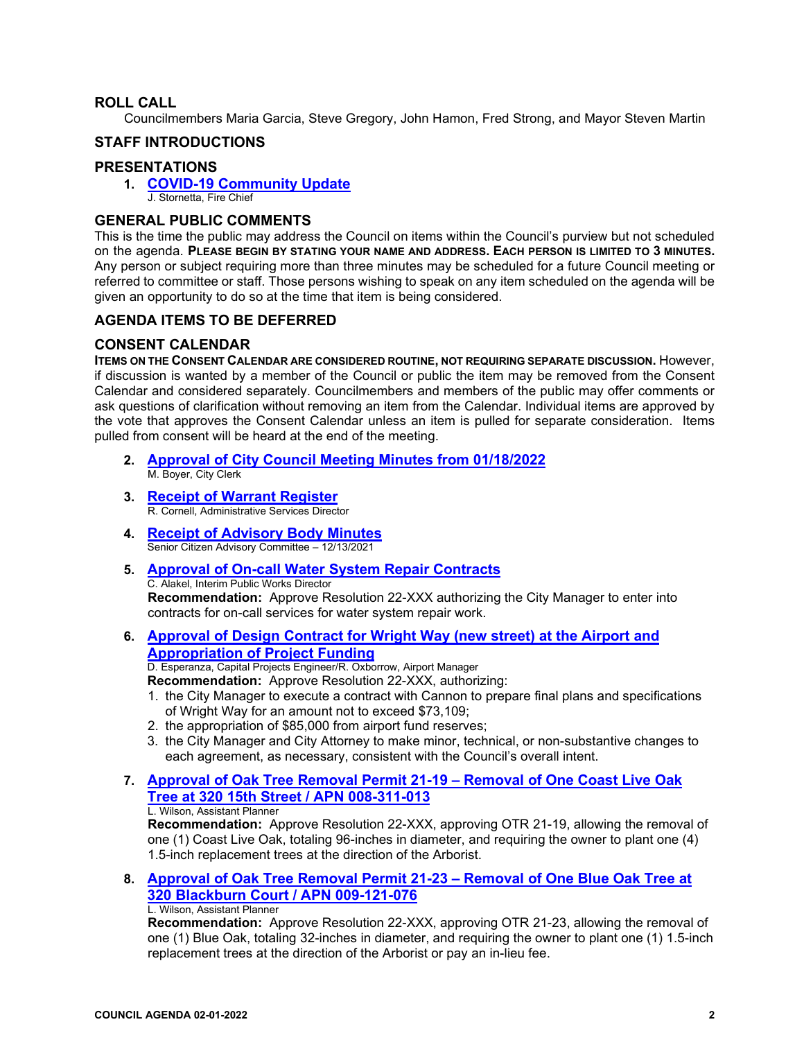## ROLL CALL

Councilmembers Maria Garcia, Steve Gregory, John Hamon, Fred Strong, and Mayor Steven Martin

## STAFF INTRODUCTIONS

## PRESENTATIONS

1. **COVID-19 Community Update**
   J. Stornetta, Fire Chief

## GENERAL PUBLIC COMMENTS

This is the time the public may address the Council on items within the Council's purview but not scheduled on the agenda. **PLEASE BEGIN BY STATING YOUR NAME AND ADDRESS. EACH PERSON IS LIMITED TO 3 MINUTES.** Any person or subject requiring more than three minutes may be scheduled for a future Council meeting or referred to committee or staff. Those persons wishing to speak on any item scheduled on the agenda will be given an opportunity to do so at the time that item is being considered.

## AGENDA ITEMS TO BE DEFERRED

## CONSENT CALENDAR

**ITEMS ON THE CONSENT CALENDAR ARE CONSIDERED ROUTINE, NOT REQUIRING SEPARATE DISCUSSION.** However, if discussion is wanted by a member of the Council or public the item may be removed from the Consent Calendar and considered separately. Councilmembers and members of the public may offer comments or ask questions of clarification without removing an item from the Calendar. Individual items are approved by the vote that approves the Consent Calendar unless an item is pulled for separate consideration. Items pulled from consent will be heard at the end of the meeting.

2. **Approval of City Council Meeting Minutes from 01/18/2022**
   M. Boyer, City Clerk

3. **Receipt of Warrant Register**
   R. Cornell, Administrative Services Director

4. **Receipt of Advisory Body Minutes**
   Senior Citizen Advisory Committee – 12/13/2021

5. **Approval of On-call Water System Repair Contracts**
   C. Alakel, Interim Public Works Director
   **Recommendation:** Approve Resolution 22-XXX authorizing the City Manager to enter into contracts for on-call services for water system repair work.

6. **Approval of Design Contract for Wright Way (new street) at the Airport and Appropriation of Project Funding**
   D. Esperanza, Capital Projects Engineer/R. Oxborrow, Airport Manager
   **Recommendation:** Approve Resolution 22-XXX, authorizing:
   1. the City Manager to execute a contract with Cannon to prepare final plans and specifications of Wright Way for an amount not to exceed $73,109;
   2. the appropriation of $85,000 from airport fund reserves;
   3. the City Manager and City Attorney to make minor, technical, or non-substantive changes to each agreement, as necessary, consistent with the Council's overall intent.

7. **Approval of Oak Tree Removal Permit 21-19 – Removal of One Coast Live Oak Tree at 320 15th Street / APN 008-311-013**
   L. Wilson, Assistant Planner
   **Recommendation:** Approve Resolution 22-XXX, approving OTR 21-19, allowing the removal of one (1) Coast Live Oak, totaling 96-inches in diameter, and requiring the owner to plant one (4) 1.5-inch replacement trees at the direction of the Arborist.

8. **Approval of Oak Tree Removal Permit 21-23 – Removal of One Blue Oak Tree at 320 Blackburn Court / APN 009-121-076**
   L. Wilson, Assistant Planner
   **Recommendation:** Approve Resolution 22-XXX, approving OTR 21-23, allowing the removal of one (1) Blue Oak, totaling 32-inches in diameter, and requiring the owner to plant one (1) 1.5-inch replacement trees at the direction of the Arborist or pay an in-lieu fee.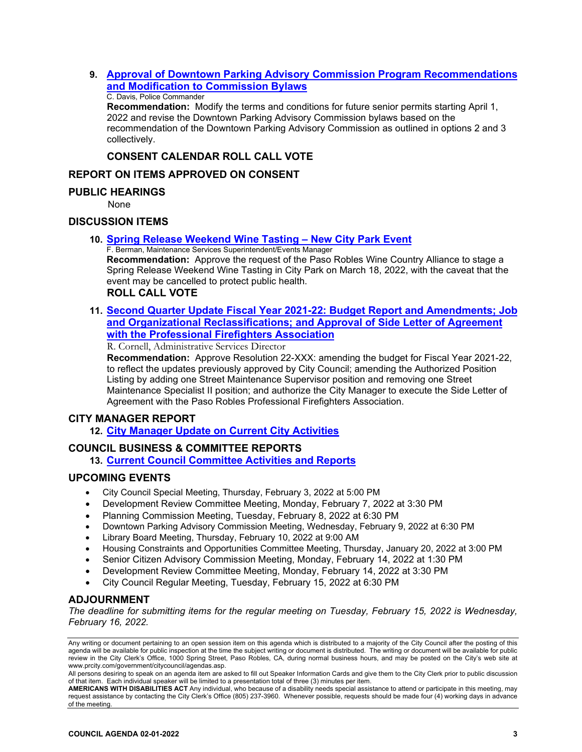9. **[Approval of Downtown Parking Advisory Commission Program Recommendations and Modification to Commission Bylaws]**
   C. Davis, Police Commander
   **Recommendation:** Modify the terms and conditions for future senior permits starting April 1, 2022 and revise the Downtown Parking Advisory Commission bylaws based on the recommendation of the Downtown Parking Advisory Commission as outlined in options 2 and 3 collectively.

   **CONSENT CALENDAR ROLL CALL VOTE**

## REPORT ON ITEMS APPROVED ON CONSENT

## PUBLIC HEARINGS

None

## DISCUSSION ITEMS

10. **[Spring Release Weekend Wine Tasting – New City Park Event]**
    F. Berman, Maintenance Services Superintendent/Events Manager
    **Recommendation:** Approve the request of the Paso Robles Wine Country Alliance to stage a Spring Release Weekend Wine Tasting in City Park on March 18, 2022, with the caveat that the event may be cancelled to protect public health.
    **ROLL CALL VOTE**

11. **[Second Quarter Update Fiscal Year 2021-22: Budget Report and Amendments; Job and Organizational Reclassifications; and Approval of Side Letter of Agreement with the Professional Firefighters Association]**
    R. Cornell, Administrative Services Director
    **Recommendation:** Approve Resolution 22-XXX: amending the budget for Fiscal Year 2021-22, to reflect the updates previously approved by City Council; amending the Authorized Position Listing by adding one Street Maintenance Supervisor position and removing one Street Maintenance Specialist II position; and authorize the City Manager to execute the Side Letter of Agreement with the Paso Robles Professional Firefighters Association.

## CITY MANAGER REPORT

12. **[City Manager Update on Current City Activities]**

## COUNCIL BUSINESS & COMMITTEE REPORTS

13. **[Current Council Committee Activities and Reports]**

## UPCOMING EVENTS

- City Council Special Meeting, Thursday, February 3, 2022 at 5:00 PM
- Development Review Committee Meeting, Monday, February 7, 2022 at 3:30 PM
- Planning Commission Meeting, Tuesday, February 8, 2022 at 6:30 PM
- Downtown Parking Advisory Commission Meeting, Wednesday, February 9, 2022 at 6:30 PM
- Library Board Meeting, Thursday, February 10, 2022 at 9:00 AM
- Housing Constraints and Opportunities Committee Meeting, Thursday, January 20, 2022 at 3:00 PM
- Senior Citizen Advisory Commission Meeting, Monday, February 14, 2022 at 1:30 PM
- Development Review Committee Meeting, Monday, February 14, 2022 at 3:30 PM
- City Council Regular Meeting, Tuesday, February 15, 2022 at 6:30 PM

## ADJOURNMENT

*The deadline for submitting items for the regular meeting on Tuesday, February 15, 2022 is Wednesday, February 16, 2022.*

Any writing or document pertaining to an open session item on this agenda which is distributed to a majority of the City Council after the posting of this agenda will be available for public inspection at the time the subject writing or document is distributed. The writing or document will be available for public review in the City Clerk's Office, 1000 Spring Street, Paso Robles, CA, during normal business hours, and may be posted on the City's web site at www.prcity.com/government/citycouncil/agendas.asp.

All persons desiring to speak on an agenda item are asked to fill out Speaker Information Cards and give them to the City Clerk prior to public discussion of that item. Each individual speaker will be limited to a presentation total of three (3) minutes per item.

**AMERICANS WITH DISABILITIES ACT** Any individual, who because of a disability needs special assistance to attend or participate in this meeting, may request assistance by contacting the City Clerk's Office (805) 237-3960. Whenever possible, requests should be made four (4) working days in advance of the meeting.